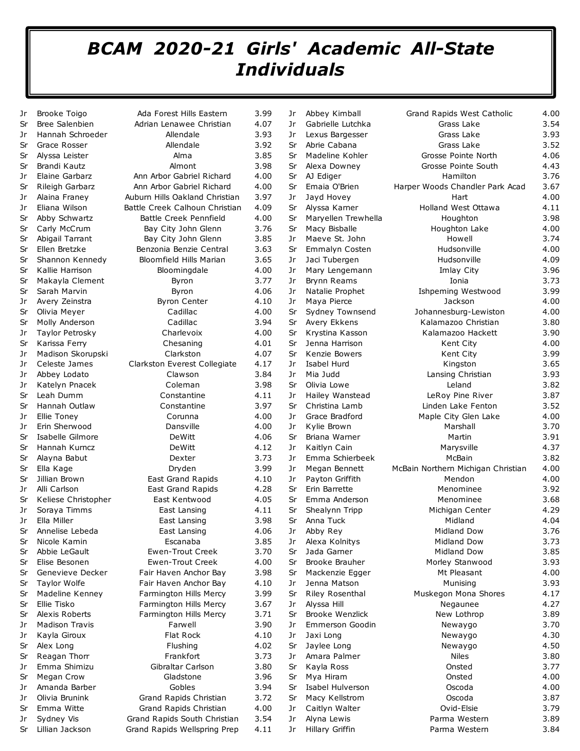# BCAM 2020-21 Girls' Academic All-State Individuals

| Class | Name | School | GPA |
|---|---|---|---|
| Jr | Brooke Toigo | Ada Forest Hills Eastern | 3.99 |
| Sr | Bree Salenbien | Adrian Lenawee Christian | 4.07 |
| Jr | Hannah Schroeder | Allendale | 3.93 |
| Sr | Grace Rosser | Allendale | 3.92 |
| Sr | Alyssa Leister | Alma | 3.85 |
| Sr | Brandi Kautz | Almont | 3.98 |
| Jr | Elaine Garbarz | Ann Arbor Gabriel Richard | 4.00 |
| Sr | Rileigh Garbarz | Ann Arbor Gabriel Richard | 4.00 |
| Jr | Alaina Franey | Auburn Hills Oakland Christian | 3.97 |
| Jr | Eliana Wilson | Battle Creek Calhoun Christian | 4.09 |
| Sr | Abby Schwartz | Battle Creek Pennfield | 4.00 |
| Sr | Carly McCrum | Bay City John Glenn | 3.76 |
| Sr | Abigail Tarrant | Bay City John Glenn | 3.85 |
| Sr | Ellen Bretzke | Benzonia Benzie Central | 3.63 |
| Sr | Shannon Kennedy | Bloomfield Hills Marian | 3.65 |
| Sr | Kallie Harrison | Bloomingdale | 4.00 |
| Sr | Makayla Clement | Byron | 3.77 |
| Sr | Sarah Marvin | Byron | 4.06 |
| Jr | Avery Zeinstra | Byron Center | 4.10 |
| Sr | Olivia Meyer | Cadillac | 4.00 |
| Sr | Molly Anderson | Cadillac | 3.94 |
| Jr | Taylor Petrosky | Charlevoix | 4.00 |
| Sr | Karissa Ferry | Chesaning | 4.01 |
| Jr | Madison Skorupski | Clarkston | 4.07 |
| Jr | Celeste James | Clarkston Everest Collegiate | 4.17 |
| Jr | Abbey Lodato | Clawson | 3.84 |
| Jr | Katelyn Pnacek | Coleman | 3.98 |
| Sr | Leah Dumm | Constantine | 4.11 |
| Sr | Hannah Outlaw | Constantine | 3.97 |
| Jr | Ellie Toney | Corunna | 4.00 |
| Jr | Erin Sherwood | Dansville | 4.00 |
| Sr | Isabelle Gilmore | DeWitt | 4.06 |
| Sr | Hannah Kurncz | DeWitt | 4.12 |
| Sr | Alayna Babut | Dexter | 3.73 |
| Sr | Ella Kage | Dryden | 3.99 |
| Sr | Jillian Brown | East Grand Rapids | 4.10 |
| Jr | Alli Carlson | East Grand Rapids | 4.28 |
| Sr | Keliese Christopher | East Kentwood | 4.05 |
| Jr | Soraya Timms | East Lansing | 4.11 |
| Jr | Ella Miller | East Lansing | 3.98 |
| Sr | Annelise Lebeda | East Lansing | 4.06 |
| Sr | Nicole Kamin | Escanaba | 3.85 |
| Sr | Abbie LeGault | Ewen-Trout Creek | 3.70 |
| Sr | Elise Besonen | Ewen-Trout Creek | 4.00 |
| Sr | Genevieve Decker | Fair Haven Anchor Bay | 3.98 |
| Sr | Taylor Wolfe | Fair Haven Anchor Bay | 4.10 |
| Sr | Madeline Kenney | Farmington Hills Mercy | 3.99 |
| Sr | Ellie Tisko | Farmington Hills Mercy | 3.67 |
| Sr | Alexis Roberts | Farmington Hills Mercy | 3.71 |
| Jr | Madison Travis | Farwell | 3.90 |
| Jr | Kayla Giroux | Flat Rock | 4.10 |
| Sr | Alex Long | Flushing | 4.02 |
| Sr | Reagan Thorr | Frankfort | 3.73 |
| Jr | Emma Shimizu | Gibraltar Carlson | 3.80 |
| Sr | Megan Crow | Gladstone | 3.96 |
| Jr | Amanda Barber | Gobles | 3.94 |
| Jr | Olivia Brunink | Grand Rapids Christian | 3.72 |
| Sr | Emma Witte | Grand Rapids Christian | 4.00 |
| Jr | Sydney Vis | Grand Rapids South Christian | 3.54 |
| Sr | Lillian Jackson | Grand Rapids Wellspring Prep | 4.11 |
| Jr | Abbey Kimball | Grand Rapids West Catholic | 4.00 |
| Jr | Gabrielle Lutchka | Grass Lake | 3.54 |
| Jr | Lexus Bargesser | Grass Lake | 3.93 |
| Sr | Abrie Cabana | Grass Lake | 3.52 |
| Sr | Madeline Kohler | Grosse Pointe North | 4.06 |
| Sr | Alexa Downey | Grosse Pointe South | 4.43 |
| Sr | AJ Ediger | Hamilton | 3.76 |
| Sr | Emaia O'Brien | Harper Woods Chandler Park Acad | 3.67 |
| Jr | Jayd Hovey | Hart | 4.00 |
| Sr | Alyssa Karner | Holland West Ottawa | 4.11 |
| Sr | Maryellen Trewhella | Houghton | 3.98 |
| Sr | Macy Bisballe | Houghton Lake | 4.00 |
| Jr | Maeve St. John | Howell | 3.74 |
| Sr | Emmalyn Costen | Hudsonville | 4.00 |
| Jr | Jaci Tubergen | Hudsonville | 4.09 |
| Jr | Mary Lengemann | Imlay City | 3.96 |
| Jr | Brynn Reams | Ionia | 3.73 |
| Jr | Natalie Prophet | Ishpeming Westwood | 3.99 |
| Jr | Maya Pierce | Jackson | 4.00 |
| Sr | Sydney Townsend | Johannesburg-Lewiston | 4.00 |
| Sr | Avery Ekkens | Kalamazoo Christian | 3.80 |
| Sr | Krystina Kasson | Kalamazoo Hackett | 3.90 |
| Sr | Jenna Harrison | Kent City | 4.00 |
| Sr | Kenzie Bowers | Kent City | 3.99 |
| Jr | Isabel Hurd | Kingston | 3.65 |
| Jr | Mia Judd | Lansing Christian | 3.93 |
| Sr | Olivia Lowe | Leland | 3.82 |
| Jr | Hailey Wanstead | LeRoy Pine River | 3.87 |
| Sr | Christina Lamb | Linden Lake Fenton | 3.52 |
| Jr | Grace Bradford | Maple City Glen Lake | 4.00 |
| Jr | Kylie Brown | Marshall | 3.70 |
| Sr | Briana Warner | Martin | 3.91 |
| Jr | Kaitlyn Cain | Marysville | 4.37 |
| Jr | Emma Schierbeek | McBain | 3.82 |
| Jr | Megan Bennett | McBain Northern Michigan Christian | 4.00 |
| Jr | Payton Griffith | Mendon | 4.00 |
| Sr | Erin Barrette | Menominee | 3.92 |
| Sr | Emma Anderson | Menominee | 3.68 |
| Sr | Shealynn Tripp | Michigan Center | 4.29 |
| Sr | Anna Tuck | Midland | 4.04 |
| Jr | Abby Rey | Midland Dow | 3.76 |
| Jr | Alexa Kolnitys | Midland Dow | 3.73 |
| Sr | Jada Garner | Midland Dow | 3.85 |
| Sr | Brooke Brauher | Morley Stanwood | 3.93 |
| Sr | Mackenzie Egger | Mt Pleasant | 4.00 |
| Jr | Jenna Matson | Munising | 3.93 |
| Sr | Riley Rosenthal | Muskegon Mona Shores | 4.17 |
| Jr | Alyssa Hill | Negaunee | 4.27 |
| Sr | Brooke Wenzlick | New Lothrop | 3.89 |
| Jr | Emmerson Goodin | Newaygo | 3.70 |
| Jr | Jaxi Long | Newaygo | 4.30 |
| Sr | Jaylee Long | Newaygo | 4.50 |
| Jr | Amara Palmer | Niles | 3.80 |
| Sr | Kayla Ross | Onsted | 3.77 |
| Sr | Mya Hiram | Onsted | 4.00 |
| Sr | Isabel Hulverson | Oscoda | 4.00 |
| Sr | Macy Kellstrom | Oscoda | 3.87 |
| Jr | Caitlyn Walter | Ovid-Elsie | 3.79 |
| Jr | Alyna Lewis | Parma Western | 3.89 |
| Jr | Hillary Griffin | Parma Western | 3.84 |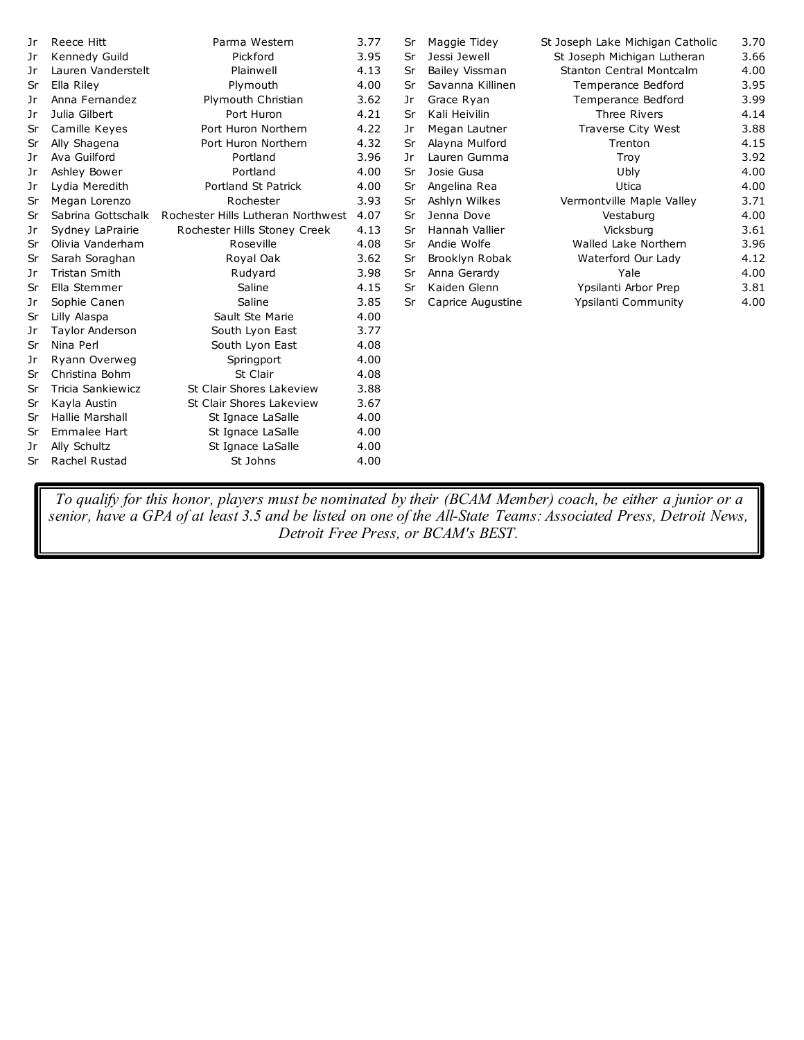| | | | |
|---|---|---|---|
| Jr | Reece Hitt | Parma Western | 3.77 |
| Jr | Kennedy Guild | Pickford | 3.95 |
| Jr | Lauren Vanderstelt | Plainwell | 4.13 |
| Sr | Ella Riley | Plymouth | 4.00 |
| Jr | Anna Fernandez | Plymouth Christian | 3.62 |
| Jr | Julia Gilbert | Port Huron | 4.21 |
| Sr | Camille Keyes | Port Huron Northern | 4.22 |
| Sr | Ally Shagena | Port Huron Northern | 4.32 |
| Jr | Ava Guilford | Portland | 3.96 |
| Jr | Ashley Bower | Portland | 4.00 |
| Jr | Lydia Meredith | Portland St Patrick | 4.00 |
| Sr | Megan Lorenzo | Rochester | 3.93 |
| Sr | Sabrina Gottschalk | Rochester Hills Lutheran Northwest | 4.07 |
| Jr | Sydney LaPrairie | Rochester Hills Stoney Creek | 4.13 |
| Sr | Olivia Vanderham | Roseville | 4.08 |
| Sr | Sarah Soraghan | Royal Oak | 3.62 |
| Jr | Tristan Smith | Rudyard | 3.98 |
| Sr | Ella Stemmer | Saline | 4.15 |
| Jr | Sophie Canen | Saline | 3.85 |
| Sr | Lilly Alaspa | Sault Ste Marie | 4.00 |
| Jr | Taylor Anderson | South Lyon East | 3.77 |
| Sr | Nina Perl | South Lyon East | 4.08 |
| Jr | Ryann Overweg | Springport | 4.00 |
| Sr | Christina Bohm | St Clair | 4.08 |
| Sr | Tricia Sankiewicz | St Clair Shores Lakeview | 3.88 |
| Sr | Kayla Austin | St Clair Shores Lakeview | 3.67 |
| Sr | Hallie Marshall | St Ignace LaSalle | 4.00 |
| Sr | Emmalee Hart | St Ignace LaSalle | 4.00 |
| Jr | Ally Schultz | St Ignace LaSalle | 4.00 |
| Sr | Rachel Rustad | St Johns | 4.00 |
| Sr | Maggie Tidey | St Joseph Lake Michigan Catholic | 3.70 |
| Sr | Jessi Jewell | St Joseph Michigan Lutheran | 3.66 |
| Sr | Bailey Vissman | Stanton Central Montcalm | 4.00 |
| Sr | Savanna Killinen | Temperance Bedford | 3.95 |
| Jr | Grace Ryan | Temperance Bedford | 3.99 |
| Sr | Kali Heivilin | Three Rivers | 4.14 |
| Jr | Megan Lautner | Traverse City West | 3.88 |
| Sr | Alayna Mulford | Trenton | 4.15 |
| Jr | Lauren Gumma | Troy | 3.92 |
| Sr | Josie Gusa | Ubly | 4.00 |
| Sr | Angelina Rea | Utica | 4.00 |
| Sr | Ashlyn Wilkes | Vermontville Maple Valley | 3.71 |
| Sr | Jenna Dove | Vestaburg | 4.00 |
| Sr | Hannah Vallier | Vicksburg | 3.61 |
| Sr | Andie Wolfe | Walled Lake Northern | 3.96 |
| Sr | Brooklyn Robak | Waterford Our Lady | 4.12 |
| Sr | Anna Gerardy | Yale | 4.00 |
| Sr | Kaiden Glenn | Ypsilanti Arbor Prep | 3.81 |
| Sr | Caprice Augustine | Ypsilanti Community | 4.00 |

*To qualify for this honor, players must be nominated by their (BCAM Member) coach, be either a junior or a senior, have a GPA of at least 3.5 and be listed on one of the All-State Teams: Associated Press, Detroit News, Detroit Free Press, or BCAM's BEST.*